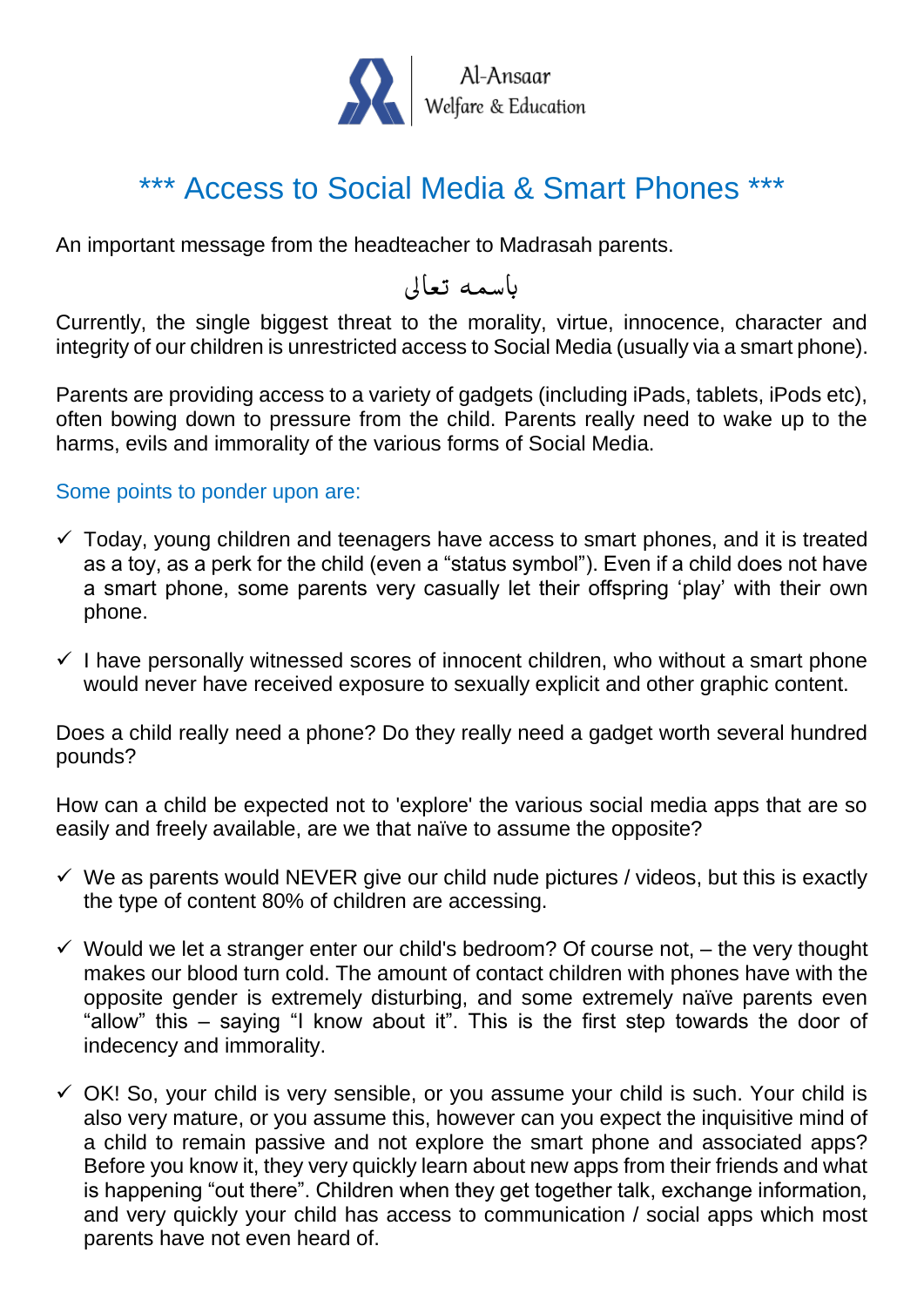Al-Ansaar
Welfare & Education

# \*\*\* Access to Social Media & Smart Phones \*\*\*

An important message from the headteacher to Madrasah parents.

باسمه تعالى

Currently, the single biggest threat to the morality, virtue, innocence, character and integrity of our children is unrestricted access to Social Media (usually via a smart phone).

Parents are providing access to a variety of gadgets (including iPads, tablets, iPods etc), often bowing down to pressure from the child. Parents really need to wake up to the harms, evils and immorality of the various forms of Social Media.

## Some points to ponder upon are:

- ✓ Today, young children and teenagers have access to smart phones, and it is treated as a toy, as a perk for the child (even a "status symbol"). Even if a child does not have a smart phone, some parents very casually let their offspring 'play' with their own phone.

- ✓ I have personally witnessed scores of innocent children, who without a smart phone would never have received exposure to sexually explicit and other graphic content.

Does a child really need a phone? Do they really need a gadget worth several hundred pounds?

How can a child be expected not to 'explore' the various social media apps that are so easily and freely available, are we that naïve to assume the opposite?

- ✓ We as parents would NEVER give our child nude pictures / videos, but this is exactly the type of content 80% of children are accessing.

- ✓ Would we let a stranger enter our child's bedroom? Of course not, – the very thought makes our blood turn cold. The amount of contact children with phones have with the opposite gender is extremely disturbing, and some extremely naïve parents even "allow" this – saying "I know about it". This is the first step towards the door of indecency and immorality.

- ✓ OK! So, your child is very sensible, or you assume your child is such. Your child is also very mature, or you assume this, however can you expect the inquisitive mind of a child to remain passive and not explore the smart phone and associated apps? Before you know it, they very quickly learn about new apps from their friends and what is happening "out there". Children when they get together talk, exchange information, and very quickly your child has access to communication / social apps which most parents have not even heard of.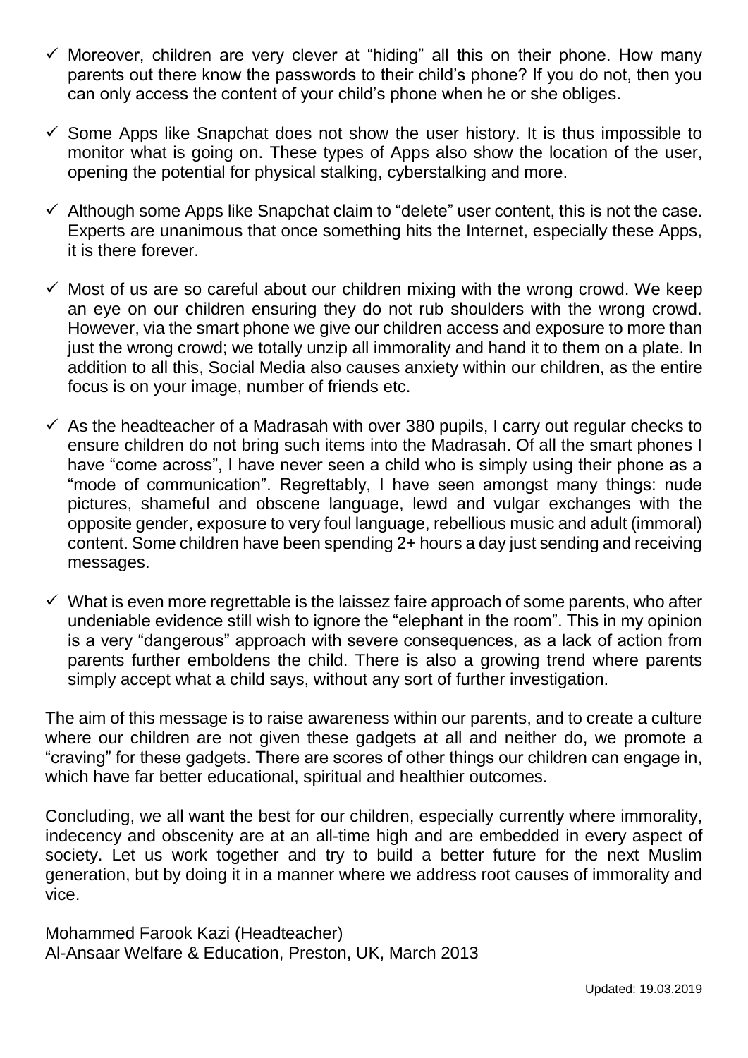- ✓ Moreover, children are very clever at "hiding" all this on their phone. How many parents out there know the passwords to their child's phone? If you do not, then you can only access the content of your child's phone when he or she obliges.

- ✓ Some Apps like Snapchat does not show the user history. It is thus impossible to monitor what is going on. These types of Apps also show the location of the user, opening the potential for physical stalking, cyberstalking and more.

- ✓ Although some Apps like Snapchat claim to "delete" user content, this is not the case. Experts are unanimous that once something hits the Internet, especially these Apps, it is there forever.

- ✓ Most of us are so careful about our children mixing with the wrong crowd. We keep an eye on our children ensuring they do not rub shoulders with the wrong crowd. However, via the smart phone we give our children access and exposure to more than just the wrong crowd; we totally unzip all immorality and hand it to them on a plate. In addition to all this, Social Media also causes anxiety within our children, as the entire focus is on your image, number of friends etc.

- ✓ As the headteacher of a Madrasah with over 380 pupils, I carry out regular checks to ensure children do not bring such items into the Madrasah. Of all the smart phones I have "come across", I have never seen a child who is simply using their phone as a "mode of communication". Regrettably, I have seen amongst many things: nude pictures, shameful and obscene language, lewd and vulgar exchanges with the opposite gender, exposure to very foul language, rebellious music and adult (immoral) content. Some children have been spending 2+ hours a day just sending and receiving messages.

- ✓ What is even more regrettable is the laissez faire approach of some parents, who after undeniable evidence still wish to ignore the "elephant in the room". This in my opinion is a very "dangerous" approach with severe consequences, as a lack of action from parents further emboldens the child. There is also a growing trend where parents simply accept what a child says, without any sort of further investigation.

The aim of this message is to raise awareness within our parents, and to create a culture where our children are not given these gadgets at all and neither do, we promote a "craving" for these gadgets. There are scores of other things our children can engage in, which have far better educational, spiritual and healthier outcomes.

Concluding, we all want the best for our children, especially currently where immorality, indecency and obscenity are at an all-time high and are embedded in every aspect of society. Let us work together and try to build a better future for the next Muslim generation, but by doing it in a manner where we address root causes of immorality and vice.

Mohammed Farook Kazi (Headteacher)
Al-Ansaar Welfare & Education, Preston, UK, March 2013

Updated: 19.03.2019